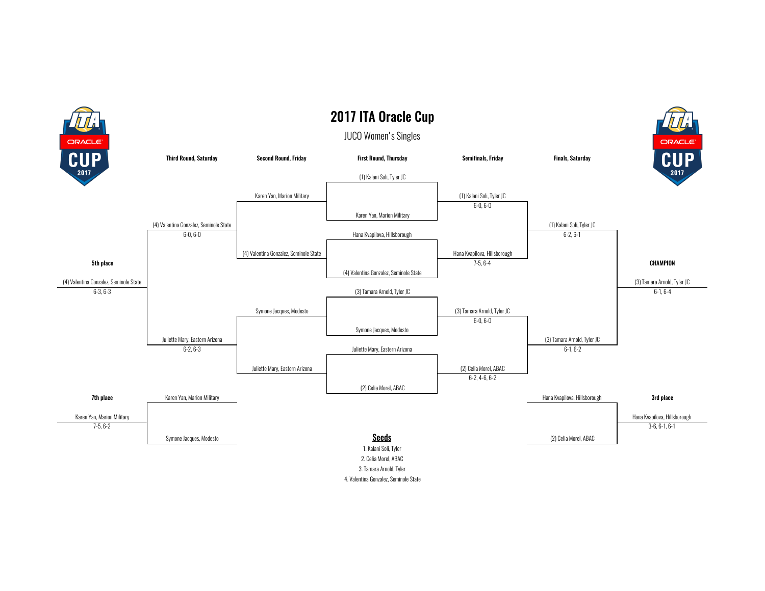# 2017 ITA Oracle Cup

## JUCO Women's Singles

### First Round, Thursday

- (1) Kalani Soli, Tyler JC vs. Karen Yan, Marion Military
- Hana Kvapilova, Hillsborough vs. (4) Valentina Gonzalez, Seminole State
- (3) Tamara Arnold, Tyler JC vs. Symone Jacques, Modesto
- Juliette Mary, Eastern Arizona vs. (2) Celia Morel, ABAC

### Semifinals, Friday

- (1) Kalani Soli, Tyler JC — 6-0, 6-0
- Hana Kvapilova, Hillsborough — 7-5, 6-4
- (3) Tamara Arnold, Tyler JC — 6-0, 6-0
- (2) Celia Morel, ABAC — 6-2, 4-6, 6-2

### Finals, Saturday

- (1) Kalani Soli, Tyler JC — 6-2, 6-1
- (3) Tamara Arnold, Tyler JC — 6-1, 6-2

**CHAMPION**

(3) Tamara Arnold, Tyler JC — 6-1, 6-4

### 3rd place

- Hana Kvapilova, Hillsborough vs. (2) Celia Morel, ABAC

Hana Kvapilova, Hillsborough — 3-6, 6-1, 6-1

### Second Round, Friday

- Karen Yan, Marion Military vs. (4) Valentina Gonzalez, Seminole State
- Symone Jacques, Modesto vs. Juliette Mary, Eastern Arizona

### Third Round, Saturday

- (4) Valentina Gonzalez, Seminole State — 6-0, 6-0
- Juliette Mary, Eastern Arizona — 6-2, 6-3

**5th place**

(4) Valentina Gonzalez, Seminole State — 6-3, 6-3

- Karen Yan, Marion Military vs. Symone Jacques, Modesto

**7th place**

Karen Yan, Marion Military — 7-5, 6-2

### Seeds

1. Kalani Soli, Tyler
2. Celia Morel, ABAC
3. Tamara Arnold, Tyler
4. Valentina Gonzalez, Seminole State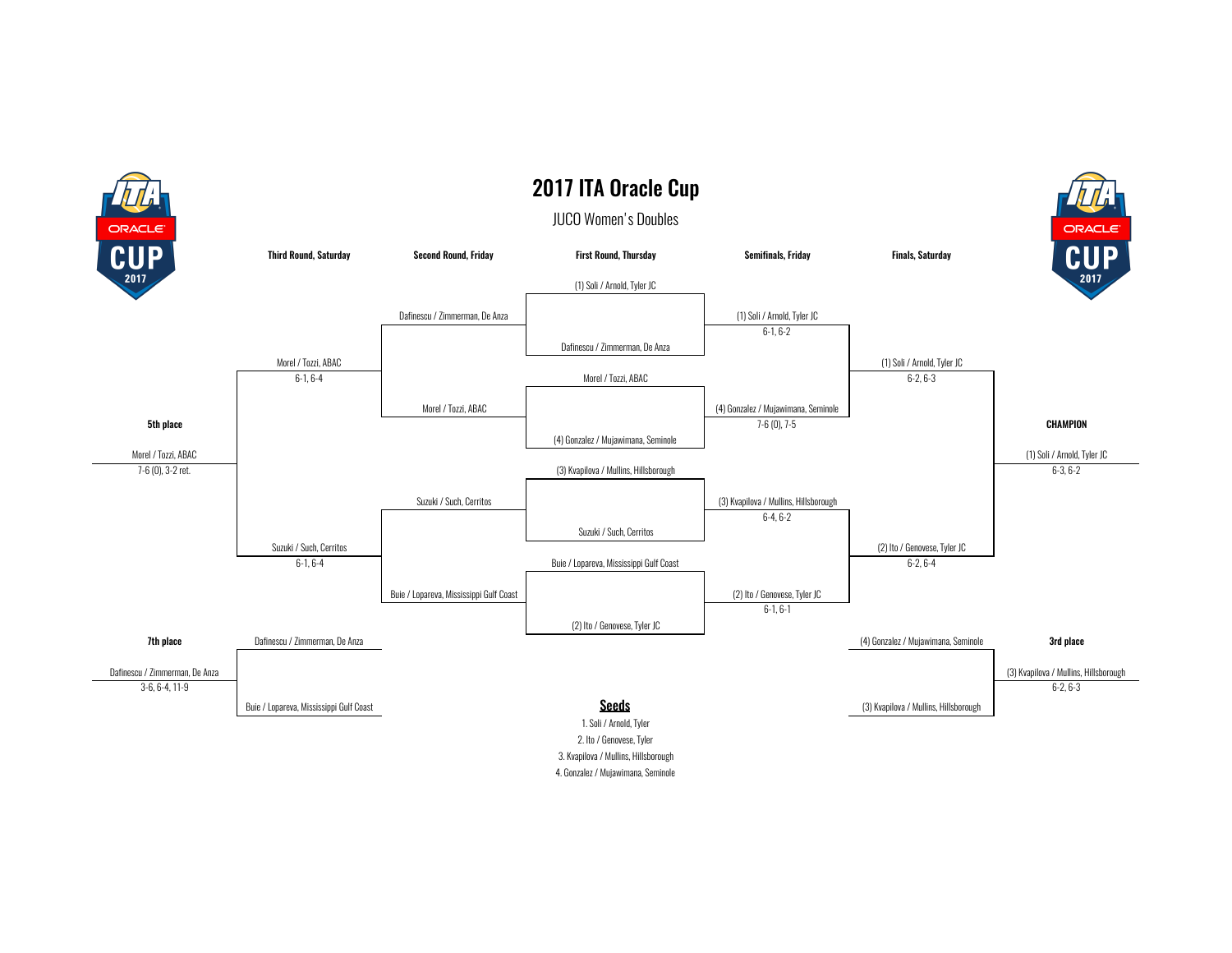# 2017 ITA Oracle Cup

## JUCO Women's Doubles

### First Round, Thursday

(1) Soli / Arnold, Tyler JC
Dafinescu / Zimmerman, De Anza

Morel / Tozzi, ABAC
(4) Gonzalez / Mujawimana, Seminole

(3) Kvapilova / Mullins, Hillsborough
Suzuki / Such, Cerritos

Buie / Lopareva, Mississippi Gulf Coast
(2) Ito / Genovese, Tyler JC

### Semifinals, Friday

(1) Soli / Arnold, Tyler JC
6-1, 6-2

(4) Gonzalez / Mujawimana, Seminole
7-6 (0), 7-5

(3) Kvapilova / Mullins, Hillsborough
6-4, 6-2

(2) Ito / Genovese, Tyler JC
6-1, 6-1

### Finals, Saturday

(1) Soli / Arnold, Tyler JC
6-2, 6-3

(2) Ito / Genovese, Tyler JC
6-2, 6-4

**CHAMPION**

(1) Soli / Arnold, Tyler JC
6-3, 6-2

**3rd place**

(4) Gonzalez / Mujawimana, Seminole
(3) Kvapilova / Mullins, Hillsborough

(3) Kvapilova / Mullins, Hillsborough
6-2, 6-3

### Second Round, Friday

Dafinescu / Zimmerman, De Anza
Morel / Tozzi, ABAC

Suzuki / Such, Cerritos
Buie / Lopareva, Mississippi Gulf Coast

### Third Round, Saturday

Morel / Tozzi, ABAC
6-1, 6-4

Suzuki / Such, Cerritos
6-1, 6-4

**5th place**

Morel / Tozzi, ABAC
7-6 (0), 3-2 ret.

**7th place**

Dafinescu / Zimmerman, De Anza
Buie / Lopareva, Mississippi Gulf Coast

Dafinescu / Zimmerman, De Anza
3-6, 6-4, 11-9

**Seeds**

1. Soli / Arnold, Tyler
2. Ito / Genovese, Tyler
3. Kvapilova / Mullins, Hillsborough
4. Gonzalez / Mujawimana, Seminole